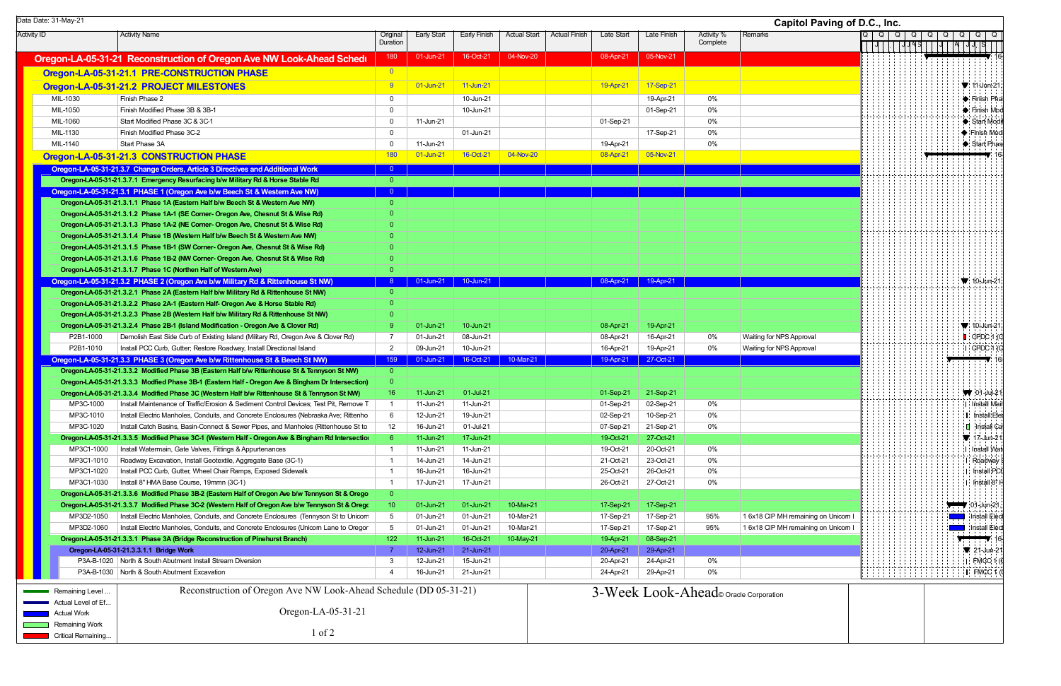Data Date: 31-May-21

**Capitol Paving of D.C., Inc.**

| Activity ID | Activity Name | Original Duration | Early Start | Early Finish | Actual Start | Actual Finish | Late Start | Late Finish | Activity % Complete | Remarks |
|---|---|---|---|---|---|---|---|---|---|---|
| **Oregon-LA-05-31-21 Reconstruction of Oregon Ave NW Look-Ahead Schedule** | | 180 | 01-Jun-21 | 16-Oct-21 | 04-Nov-20 | | 08-Apr-21 | 05-Nov-21 | | |
| **Oregon-LA-05-31-21.1 PRE-CONSTRUCTION PHASE** | | 0 | | | | | | | | |
| **Oregon-LA-05-31-21.2 PROJECT MILESTONES** | | 9 | 01-Jun-21 | 11-Jun-21 | | | 19-Apr-21 | 17-Sep-21 | | |
| MIL-1030 | Finish Phase 2 | 0 | | 10-Jun-21 | | | | 19-Apr-21 | 0% | |
| MIL-1050 | Finish Modified Phase 3B & 3B-1 | 0 | | 10-Jun-21 | | | | 01-Sep-21 | 0% | |
| MIL-1060 | Start Modified Phase 3C & 3C-1 | 0 | 11-Jun-21 | | | | 01-Sep-21 | | 0% | |
| MIL-1130 | Finish Modified Phase 3C-2 | 0 | | 01-Jun-21 | | | | 17-Sep-21 | 0% | |
| MIL-1140 | Start Phase 3A | 0 | 11-Jun-21 | | | | 19-Apr-21 | | 0% | |
| **Oregon-LA-05-31-21.3 CONSTRUCTION PHASE** | | 180 | 01-Jun-21 | 16-Oct-21 | 04-Nov-20 | | 08-Apr-21 | 05-Nov-21 | | |
| **Oregon-LA-05-31-21.3.7 Change Orders, Article 3 Directives and Additional Work** | | 0 | | | | | | | | |
| **Oregon-LA-05-31-21.3.7.1 Emergency Resurfacing b/w Military Rd & Horse Stable Rd** | | 0 | | | | | | | | |
| **Oregon-LA-05-31-21.3.1 PHASE 1 (Oregon Ave b/w Beech St & Western Ave NW)** | | 0 | | | | | | | | |
| **Oregon-LA-05-31-21.3.1.1 Phase 1A (Eastern Half b/w Beech St & Western Ave NW)** | | 0 | | | | | | | | |
| **Oregon-LA-05-31-21.3.1.2 Phase 1A-1 (SE Corner- Oregon Ave, Chesnut St & Wise Rd)** | | 0 | | | | | | | | |
| **Oregon-LA-05-31-21.3.1.3 Phase 1A-2 (NE Corner- Oregon Ave, Chesnut St & Wise Rd)** | | 0 | | | | | | | | |
| **Oregon-LA-05-31-21.3.1.4 Phase 1B (Western Half b/w Beech St & Western Ave NW)** | | 0 | | | | | | | | |
| **Oregon-LA-05-31-21.3.1.5 Phase 1B-1 (SW Corner- Oregon Ave, Chesnut St & Wise Rd)** | | 0 | | | | | | | | |
| **Oregon-LA-05-31-21.3.1.6 Phase 1B-2 (NW Corner- Oregon Ave, Chesnut St & Wise Rd)** | | 0 | | | | | | | | |
| **Oregon-LA-05-31-21.3.1.7 Phase 1C (Northen Half of Western Ave)** | | 0 | | | | | | | | |
| **Oregon-LA-05-31-21.3.2 PHASE 2 (Oregon Ave b/w Military Rd & Rittenhouse St NW)** | | 8 | 01-Jun-21 | 10-Jun-21 | | | 08-Apr-21 | 19-Apr-21 | | |
| **Oregon-LA-05-31-21.3.2.1 Phase 2A (Eastern Half b/w Military Rd & Rittenhouse St NW)** | | 0 | | | | | | | | |
| **Oregon-LA-05-31-21.3.2.2 Phase 2A-1 (Eastern Half- Oregon Ave & Horse Stable Rd)** | | 0 | | | | | | | | |
| **Oregon-LA-05-31-21.3.2.3 Phase 2B (Western Half b/w Military Rd & Rittenhouse St NW)** | | 0 | | | | | | | | |
| **Oregon-LA-05-31-21.3.2.4 Phase 2B-1 (Island Modification - Oregon Ave & Clover Rd)** | | 9 | 01-Jun-21 | 10-Jun-21 | | | 08-Apr-21 | 19-Apr-21 | | |
| P2B1-1000 | Demolish East Side Curb of Existing Island (Military Rd, Oregon Ave & Clover Rd) | 7 | 01-Jun-21 | 08-Jun-21 | | | 08-Apr-21 | 16-Apr-21 | 0% | Waiting for NPS Approval |
| P2B1-1010 | Install PCC Curb, Gutter, Restore Roadway, Install Directional Island | 2 | 09-Jun-21 | 10-Jun-21 | | | 16-Apr-21 | 19-Apr-21 | 0% | Waiting for NPS Approval |
| **Oregon-LA-05-31-21.3.3 PHASE 3 (Oregon Ave b/w Rittenhouse St & Beech St NW)** | | 159 | 01-Jun-21 | 16-Oct-21 | 10-Mar-21 | | 19-Apr-21 | 27-Oct-21 | | |
| **Oregon-LA-05-31-21.3.3.2 Modified Phase 3B (Eastern Half b/w Rittenhouse St & Tennyson St NW)** | | 0 | | | | | | | | |
| **Oregon-LA-05-31-21.3.3.3 Modfied Phase 3B-1 (Eastern Half - Oregon Ave & Bingham Dr Intersection)** | | 0 | | | | | | | | |
| **Oregon-LA-05-31-21.3.3.4 Modified Phase 3C (Western Half b/w Rittenhouse St & Tennyson St NW)** | | 16 | 11-Jun-21 | 01-Jul-21 | | | 01-Sep-21 | 21-Sep-21 | | |
| MP3C-1000 | Install Maintenance of Traffic/Erosion & Sediment Control Devices; Test Pit, Remove T | 1 | 11-Jun-21 | 11-Jun-21 | | | 01-Sep-21 | 02-Sep-21 | 0% | |
| MP3C-1010 | Install Electric Manholes, Conduits, and Concrete Enclosures (Nebraska Ave; Rittenho | 6 | 12-Jun-21 | 19-Jun-21 | | | 02-Sep-21 | 10-Sep-21 | 0% | |
| MP3C-1020 | Install Catch Basins, Basin-Connect & Sewer Pipes, and Manholes (Rittenhouse St to | 12 | 16-Jun-21 | 01-Jul-21 | | | 07-Sep-21 | 21-Sep-21 | 0% | |
| **Oregon-LA-05-31-21.3.3.5 Modified Phase 3C-1 (Western Half - Oregon Ave & Bingham Rd Intersection)** | | 6 | 11-Jun-21 | 17-Jun-21 | | | 19-Oct-21 | 27-Oct-21 | | |
| MP3C1-1000 | Install Watermain, Gate Valves, Fittings & Appurtenances | 1 | 11-Jun-21 | 11-Jun-21 | | | 19-Oct-21 | 20-Oct-21 | 0% | |
| MP3C1-1010 | Roadway Excavation, Install Geotextile, Aggregate Base (3C-1) | 1 | 14-Jun-21 | 14-Jun-21 | | | 21-Oct-21 | 23-Oct-21 | 0% | |
| MP3C1-1020 | Install PCC Curb, Gutter, Wheel Chair Ramps, Exposed Sidewalk | 1 | 16-Jun-21 | 16-Jun-21 | | | 25-Oct-21 | 26-Oct-21 | 0% | |
| MP3C1-1030 | Install 8" HMA Base Course, 19mmn (3C-1) | 1 | 17-Jun-21 | 17-Jun-21 | | | 26-Oct-21 | 27-Oct-21 | 0% | |
| **Oregon-LA-05-31-21.3.3.6 Modified Phase 3B-2 (Eastern Half of Oregon Ave b/w Tennyson St & Orego** | | 0 | | | | | | | | |
| **Oregon-LA-05-31-21.3.3.7 Modified Phase 3C-2 (Western Half of Oregon Ave b/w Tennyson St & Oregc** | | 10 | 01-Jun-21 | 01-Jun-21 | 10-Mar-21 | | 17-Sep-21 | 17-Sep-21 | | |
| MP3D2-1050 | Install Electric Manholes, Conduits, and Concrete Enclosures (Tennyson St to Unicorn | 5 | 01-Jun-21 | 01-Jun-21 | 10-Mar-21 | | 17-Sep-21 | 17-Sep-21 | 95% | 1 6x18 CIP MH remaining on Unicorn l |
| MP3D2-1060 | Install Electric Manholes, Conduits, and Concrete Enclosures (Unicorn Lane to Oregor | 5 | 01-Jun-21 | 01-Jun-21 | 10-Mar-21 | | 17-Sep-21 | 17-Sep-21 | 95% | 1 6x18 CIP MH remaining on Unicorn l |
| **Oregon-LA-05-31-21.3.3.1 Phase 3A (Bridge Reconstruction of Pinehurst Branch)** | | 122 | 11-Jun-21 | 16-Oct-21 | 10-May-21 | | 19-Apr-21 | 08-Sep-21 | | |
| **Oregon-LA-05-31-21.3.3.1.1 Bridge Work** | | 7 | 12-Jun-21 | 21-Jun-21 | | | 20-Apr-21 | 29-Apr-21 | | |
| P3A-B-1020 | North & South Abutment Install Stream Diversion | 3 | 12-Jun-21 | 15-Jun-21 | | | 20-Apr-21 | 24-Apr-21 | 0% | |
| P3A-B-1030 | North & South Abutment Excavation | 4 | 16-Jun-21 | 21-Jun-21 | | | 24-Apr-21 | 29-Apr-21 | 0% | |

Legend: Remaining Level ... | Actual Level of Ef... | Actual Work | Remaining Work | Critical Remaining...

Reconstruction of Oregon Ave NW Look-Ahead Schedule (DD 05-31-21)

Oregon-LA-05-31-21

3-Week Look-Ahead © Oracle Corporation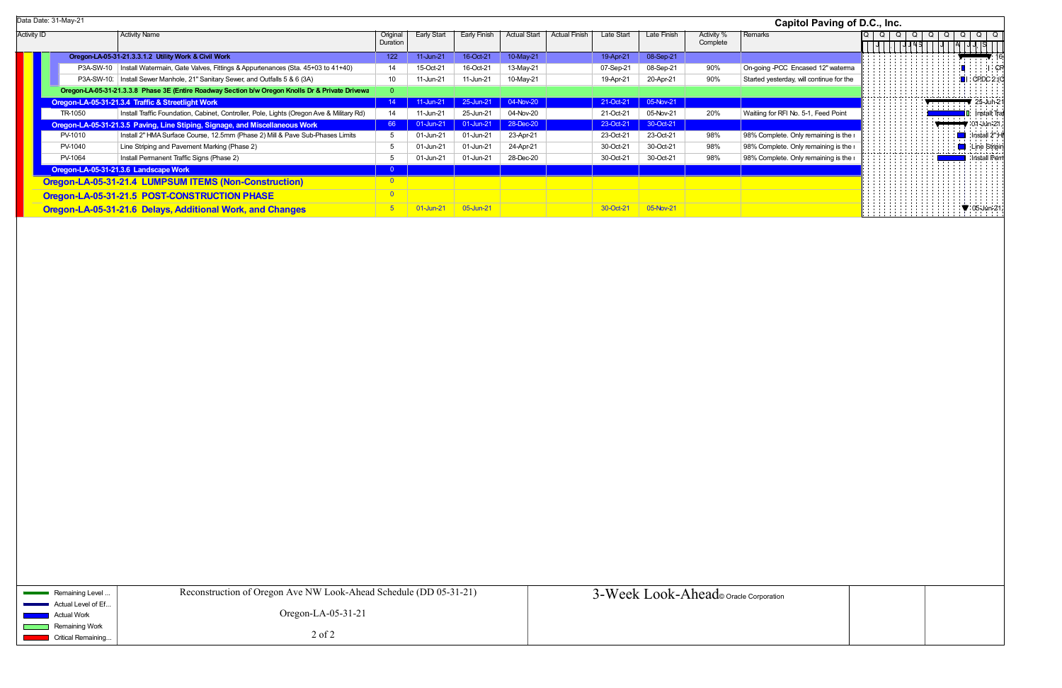Data Date: 31-May-21

**Capitol Paving of D.C., Inc.**

| Activity ID | Activity Name | Original Duration | Early Start | Early Finish | Actual Start | Actual Finish | Late Start | Late Finish | Activity % Complete | Remarks |
|---|---|---|---|---|---|---|---|---|---|---|
| **Oregon-LA-05-31-21.3.3.1.2 Utility Work & Civil Work** | | 122 | 11-Jun-21 | 16-Oct-21 | 10-May-21 | | 19-Apr-21 | 08-Sep-21 | | |
| P3A-SW-10 | Install Watermain, Gate Valves, Fittings & Appurtenances (Sta. 45+03 to 41+40) | 14 | 15-Oct-21 | 16-Oct-21 | 13-May-21 | | 07-Sep-21 | 08-Sep-21 | 90% | On-going -PCC Encased 12" waterma |
| P3A-SW-10: | Install Sewer Manhole, 21" Sanitary Sewer, and Outfalls 5 & 6 (3A) | 10 | 11-Jun-21 | 11-Jun-21 | 10-May-21 | | 19-Apr-21 | 20-Apr-21 | 90% | Started yesterday, will continue for the |
| **Oregon-LA-05-31-21.3.3.8 Phase 3E (Entire Roadway Section b/w Oregon Knolls Dr & Private Drivewa** | | 0 | | | | | | | | |
| **Oregon-LA-05-31-21.3.4 Traffic & Streetlight Work** | | 14 | 11-Jun-21 | 25-Jun-21 | 04-Nov-20 | | 21-Oct-21 | 05-Nov-21 | | |
| TR-1050 | Install Traffic Foundation, Cabinet, Controller, Pole, Lights (Oregon Ave & Military Rd) | 14 | 11-Jun-21 | 25-Jun-21 | 04-Nov-20 | | 21-Oct-21 | 05-Nov-21 | 20% | Waiting for RFI No. 5-1, Feed Point |
| **Oregon-LA-05-31-21.3.5 Paving, Line Stiping, Signage, and Miscellaneous Work** | | 66 | 01-Jun-21 | 01-Jun-21 | 28-Dec-20 | | 23-Oct-21 | 30-Oct-21 | | |
| PV-1010 | Install 2" HMA Surface Course, 12.5mm (Phase 2) Mill & Pave Sub-Phases Limits | 5 | 01-Jun-21 | 01-Jun-21 | 23-Apr-21 | | 23-Oct-21 | 23-Oct-21 | 98% | 98% Complete. Only remaining is the r |
| PV-1040 | Line Striping and Pavement Marking (Phase 2) | 5 | 01-Jun-21 | 01-Jun-21 | 24-Apr-21 | | 30-Oct-21 | 30-Oct-21 | 98% | 98% Complete. Only remaining is the r |
| PV-1064 | Install Permanent Traffic Signs (Phase 2) | 5 | 01-Jun-21 | 01-Jun-21 | 28-Dec-20 | | 30-Oct-21 | 30-Oct-21 | 98% | 98% Complete. Only remaining is the r |
| **Oregon-LA-05-31-21.3.6 Landscape Work** | | 0 | | | | | | | | |
| **Oregon-LA-05-31-21.4 LUMPSUM ITEMS (Non-Construction)** | | 0 | | | | | | | | |
| **Oregon-LA-05-31-21.5 POST-CONSTRUCTION PHASE** | | 0 | | | | | | | | |
| **Oregon-LA-05-31-21.6 Delays, Additional Work, and Changes** | | 5 | 01-Jun-21 | 05-Jun-21 | | | 30-Oct-21 | 05-Nov-21 | | |

Remaining Level ...
Actual Level of Ef...
Actual Work
Remaining Work
Critical Remaining...

Reconstruction of Oregon Ave NW Look-Ahead Schedule (DD 05-31-21)

Oregon-LA-05-31-21

3-Week Look-Ahead © Oracle Corporation